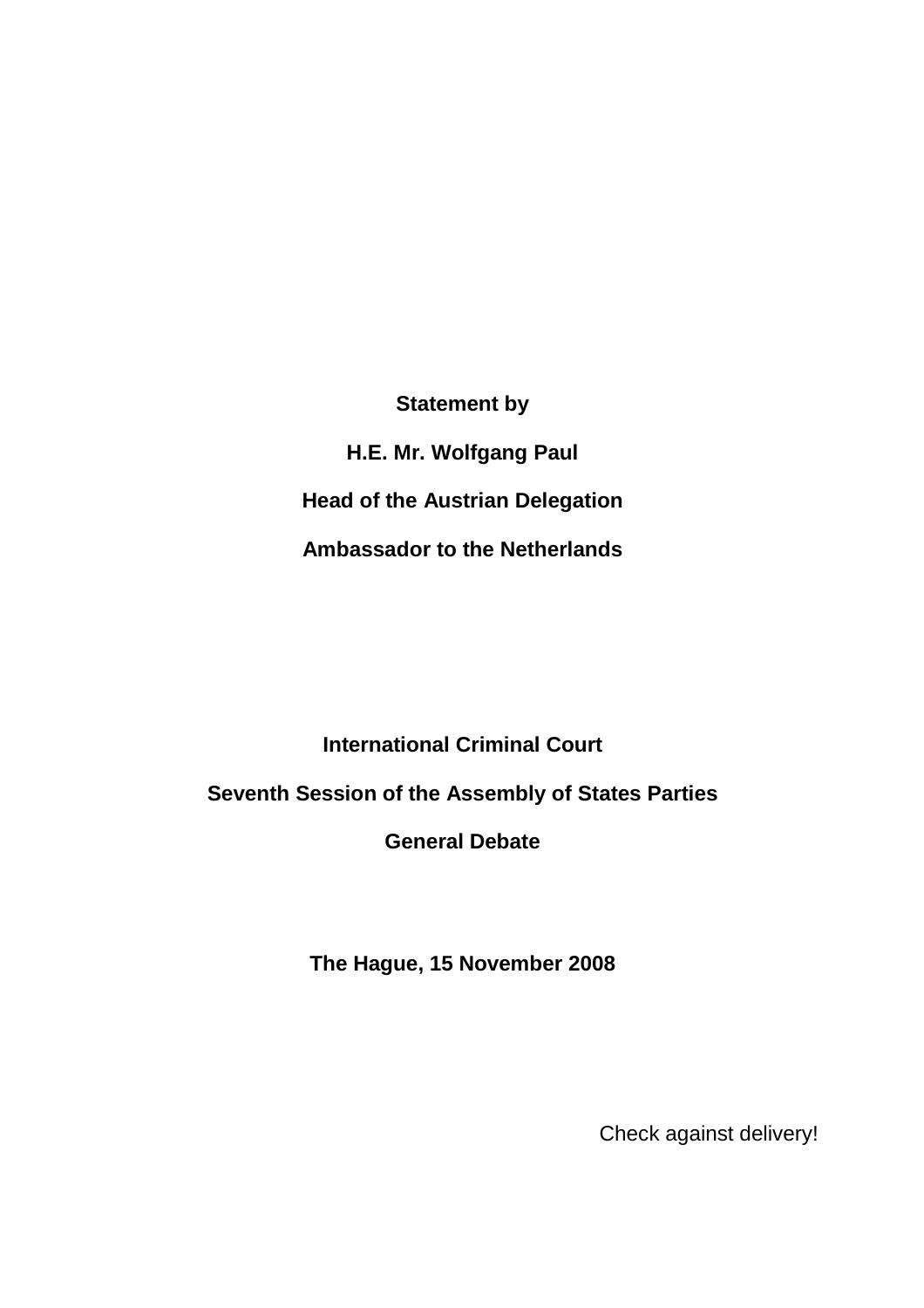**Statement by**

**H.E. Mr. Wolfgang Paul**

**Head of the Austrian Delegation**

**Ambassador to the Netherlands**

**International Criminal Court**

**Seventh Session of the Assembly of States Parties**

**General Debate**

**The Hague, 15 November 2008**

Check against delivery!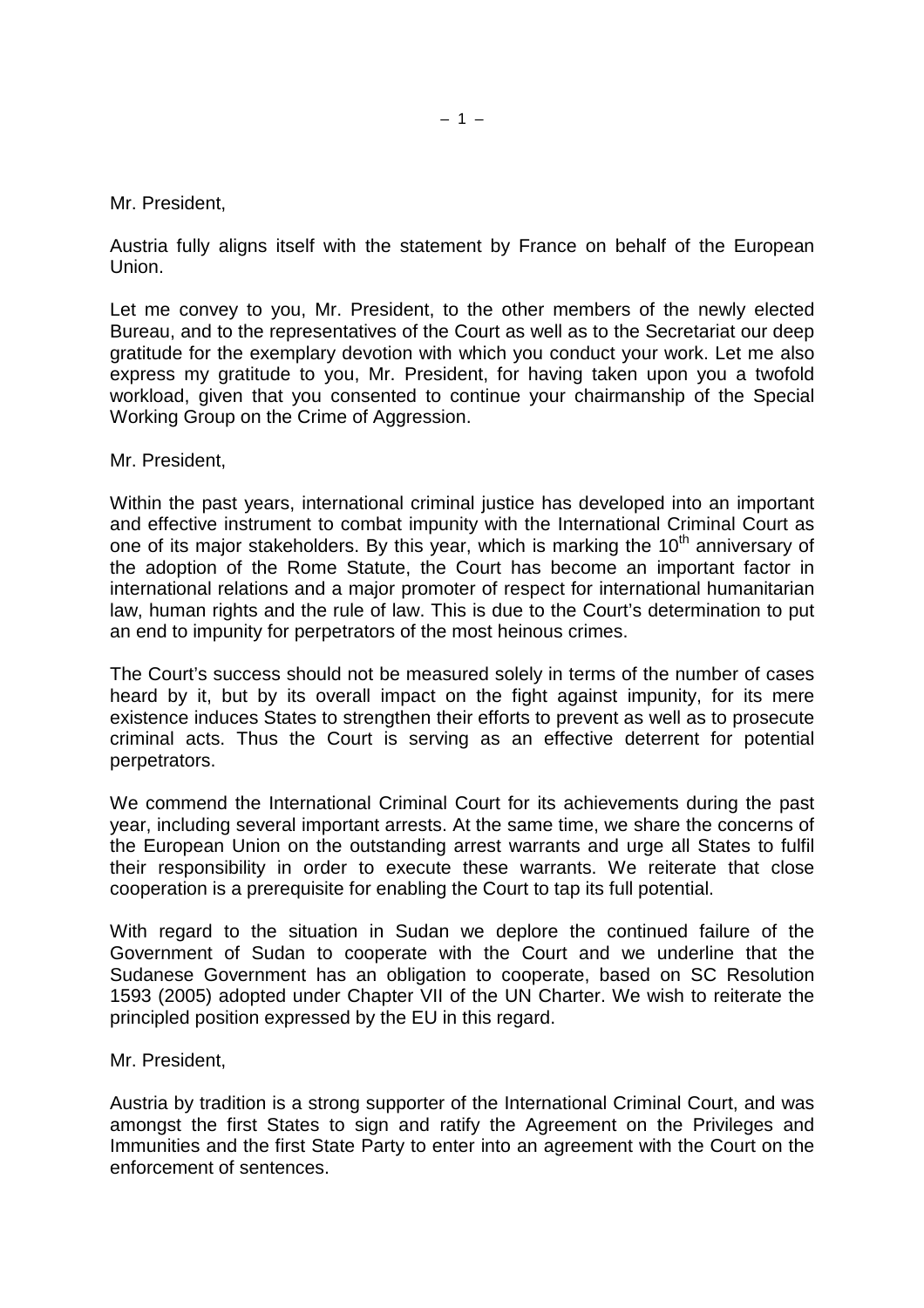Mr. President,

Austria fully aligns itself with the statement by France on behalf of the European Union.

Let me convey to you, Mr. President, to the other members of the newly elected Bureau, and to the representatives of the Court as well as to the Secretariat our deep gratitude for the exemplary devotion with which you conduct your work. Let me also express my gratitude to you, Mr. President, for having taken upon you a twofold workload, given that you consented to continue your chairmanship of the Special Working Group on the Crime of Aggression.

Mr. President,

Within the past years, international criminal justice has developed into an important and effective instrument to combat impunity with the International Criminal Court as one of its major stakeholders. By this year, which is marking the 10th anniversary of the adoption of the Rome Statute, the Court has become an important factor in international relations and a major promoter of respect for international humanitarian law, human rights and the rule of law. This is due to the Court's determination to put an end to impunity for perpetrators of the most heinous crimes.

The Court's success should not be measured solely in terms of the number of cases heard by it, but by its overall impact on the fight against impunity, for its mere existence induces States to strengthen their efforts to prevent as well as to prosecute criminal acts. Thus the Court is serving as an effective deterrent for potential perpetrators.

We commend the International Criminal Court for its achievements during the past year, including several important arrests. At the same time, we share the concerns of the European Union on the outstanding arrest warrants and urge all States to fulfil their responsibility in order to execute these warrants. We reiterate that close cooperation is a prerequisite for enabling the Court to tap its full potential.

With regard to the situation in Sudan we deplore the continued failure of the Government of Sudan to cooperate with the Court and we underline that the Sudanese Government has an obligation to cooperate, based on SC Resolution 1593 (2005) adopted under Chapter VII of the UN Charter. We wish to reiterate the principled position expressed by the EU in this regard.

Mr. President,

Austria by tradition is a strong supporter of the International Criminal Court, and was amongst the first States to sign and ratify the Agreement on the Privileges and Immunities and the first State Party to enter into an agreement with the Court on the enforcement of sentences.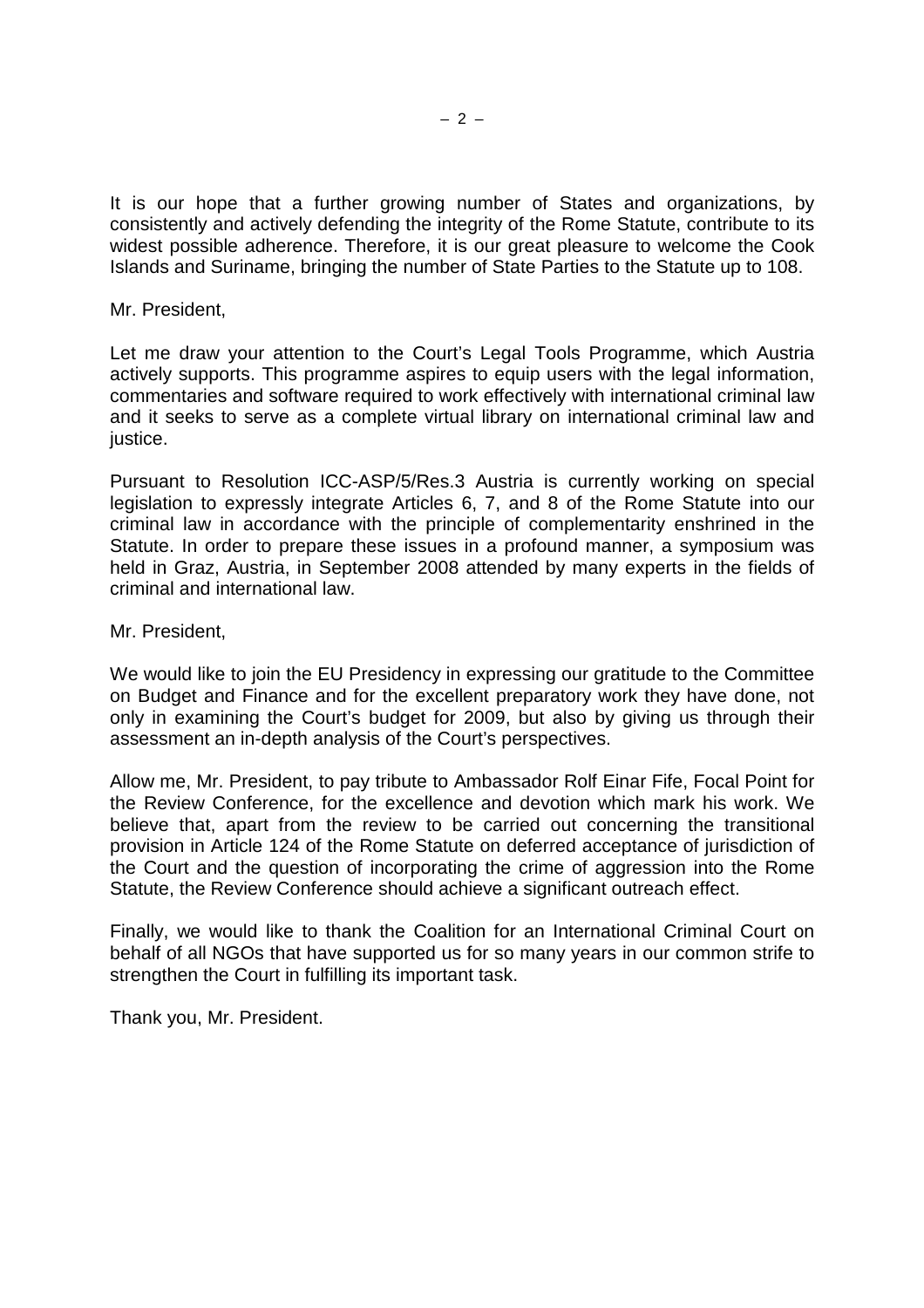It is our hope that a further growing number of States and organizations, by consistently and actively defending the integrity of the Rome Statute, contribute to its widest possible adherence. Therefore, it is our great pleasure to welcome the Cook Islands and Suriname, bringing the number of State Parties to the Statute up to 108.

Mr. President,

Let me draw your attention to the Court's Legal Tools Programme, which Austria actively supports. This programme aspires to equip users with the legal information, commentaries and software required to work effectively with international criminal law and it seeks to serve as a complete virtual library on international criminal law and justice.

Pursuant to Resolution ICC-ASP/5/Res.3 Austria is currently working on special legislation to expressly integrate Articles 6, 7, and 8 of the Rome Statute into our criminal law in accordance with the principle of complementarity enshrined in the Statute. In order to prepare these issues in a profound manner, a symposium was held in Graz, Austria, in September 2008 attended by many experts in the fields of criminal and international law.

Mr. President,

We would like to join the EU Presidency in expressing our gratitude to the Committee on Budget and Finance and for the excellent preparatory work they have done, not only in examining the Court's budget for 2009, but also by giving us through their assessment an in-depth analysis of the Court's perspectives.

Allow me, Mr. President, to pay tribute to Ambassador Rolf Einar Fife, Focal Point for the Review Conference, for the excellence and devotion which mark his work. We believe that, apart from the review to be carried out concerning the transitional provision in Article 124 of the Rome Statute on deferred acceptance of jurisdiction of the Court and the question of incorporating the crime of aggression into the Rome Statute, the Review Conference should achieve a significant outreach effect.

Finally, we would like to thank the Coalition for an International Criminal Court on behalf of all NGOs that have supported us for so many years in our common strife to strengthen the Court in fulfilling its important task.

Thank you, Mr. President.